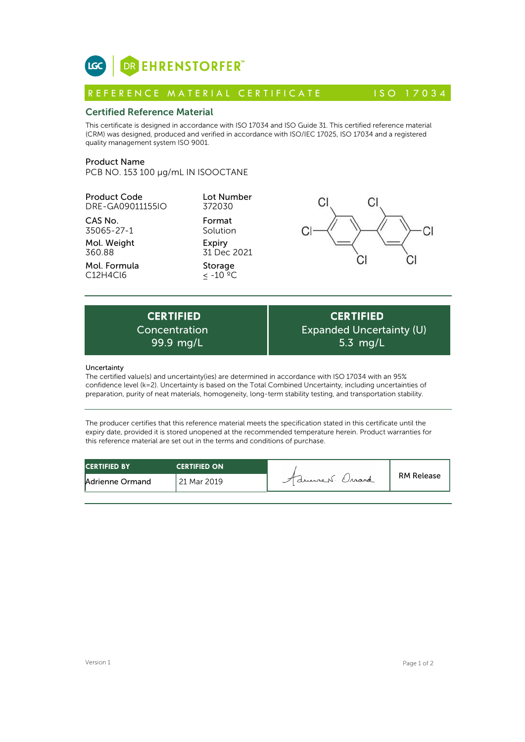LGC | DR EHRENSTORFER™

# REFERENCE MATERIAL CERTIFICATE — ISO 17034

## Certified Reference Material

This certificate is designed in accordance with ISO 17034 and ISO Guide 31. This certified reference material (CRM) was designed, produced and verified in accordance with ISO/IEC 17025, ISO 17034 and a registered quality management system ISO 9001.

**Product Name**
PCB NO. 153 100 µg/mL IN ISOOCTANE

| | |
|---|---|
| **Product Code**<br>DRE-GA09011155IO | **Lot Number**<br>372030 |
| **CAS No.**<br>35065-27-1 | **Format**<br>Solution |
| **Mol. Weight**<br>360.88 | **Expiry**<br>31 Dec 2021 |
| **Mol. Formula**<br>$C_{12}H_4Cl_6$ | **Storage**<br>≤ -10 ºC |

| CERTIFIED Concentration | CERTIFIED Expanded Uncertainty (U) |
|---|---|
| 99.9 mg/L | 5.3 mg/L |

**Uncertainty**
The certified value(s) and uncertainty(ies) are determined in accordance with ISO 17034 with an 95% confidence level (k=2). Uncertainty is based on the Total Combined Uncertainty, including uncertainties of preparation, purity of neat materials, homogeneity, long-term stability testing, and transportation stability.

The producer certifies that this reference material meets the specification stated in this certificate until the expiry date, provided it is stored unopened at the recommended temperature herein. Product warranties for this reference material are set out in the terms and conditions of purchase.

| CERTIFIED BY | CERTIFIED ON | | |
|---|---|---|---|
| Adrienne Ormand | 21 Mar 2019 | Adrienne N. Ormand | RM Release |

Version 1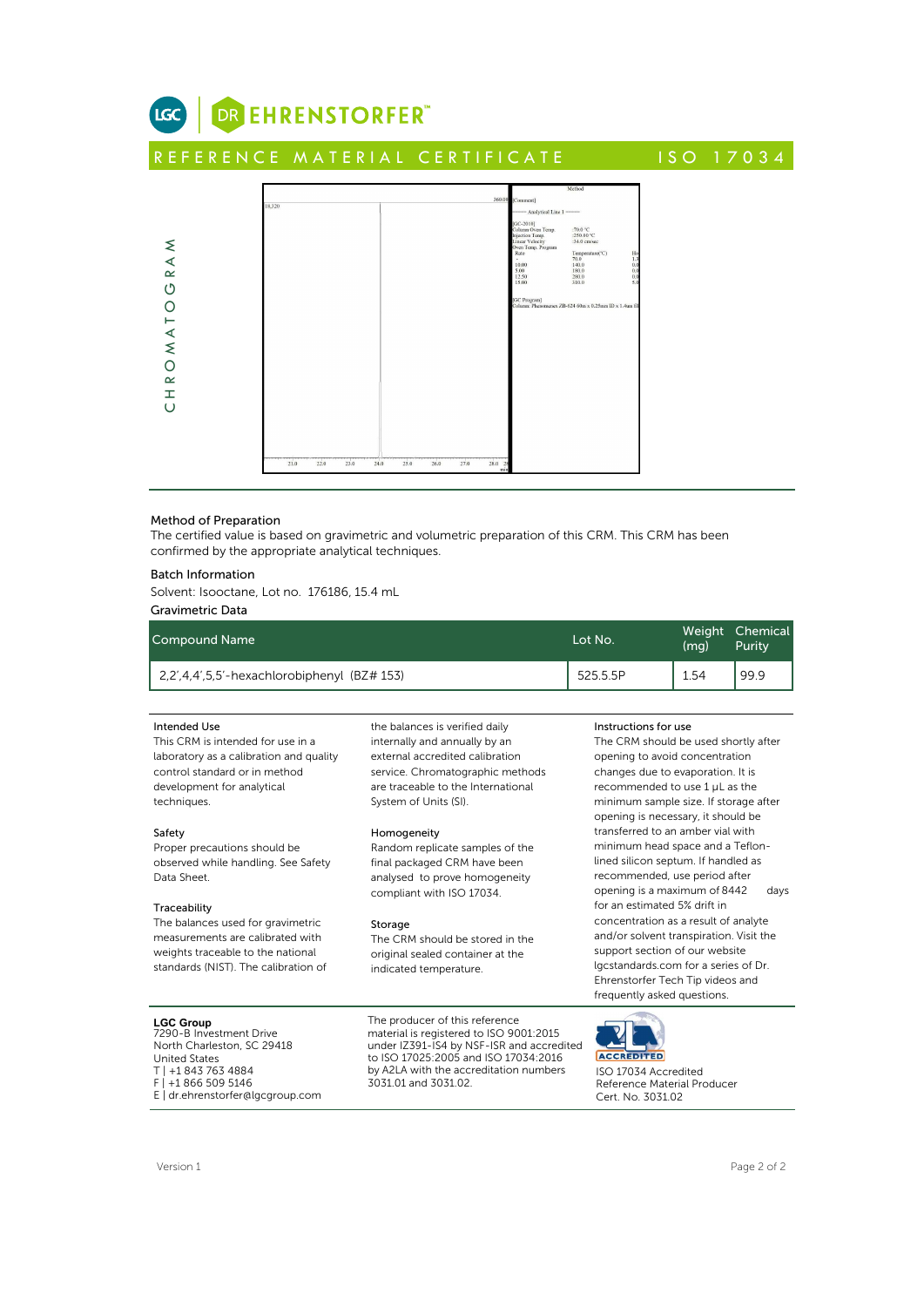# REFERENCE MATERIAL CERTIFICATE ISO 17034

CHROMATOGRAM

18,320

360,000

21.0 22.0 23.0 24.0 25.0 26.0 27.0 28.0 29 min

Method

[Comment]

Analytical Line 1

[GC-2010]
Column Oven Temp :70.0 °C
Injection Temp. :250.00 °C
Linear Velocity :34.0 cm/sec
Oven Temp. Program
Rate Temperature(°C) Ho
- 70.0 1.5
10.00 140.0 0.0
5.00 180.0 0.0
12.50 280.0 0.0
15.00 310.0 5.0

[GC Program]
Column: Phenomenex ZB-624 60m x 0.25mm ID x 1.4um fil

## Method of Preparation

The certified value is based on gravimetric and volumetric preparation of this CRM. This CRM has been confirmed by the appropriate analytical techniques.

## Batch Information

Solvent: Isooctane, Lot no. 176186, 15.4 mL

## Gravimetric Data

| Compound Name | Lot No. | Weight (mg) | Chemical Purity |
|---|---|---|---|
| 2,2',4,4',5,5'-hexachlorobiphenyl (BZ# 153) | 525.5.5P | 1.54 | 99.9 |

### Intended Use

This CRM is intended for use in a laboratory as a calibration and quality control standard or in method development for analytical techniques.

### Safety

Proper precautions should be observed while handling. See Safety Data Sheet.

### Traceability

The balances used for gravimetric measurements are calibrated with weights traceable to the national standards (NIST). The calibration of the balances is verified daily internally and annually by an external accredited calibration service. Chromatographic methods are traceable to the International System of Units (SI).

### Homogeneity

Random replicate samples of the final packaged CRM have been analysed to prove homogeneity compliant with ISO 17034.

### Storage

The CRM should be stored in the original sealed container at the indicated temperature.

### Instructions for use

The CRM should be used shortly after opening to avoid concentration changes due to evaporation. It is recommended to use 1 µL as the minimum sample size. If storage after opening is necessary, it should be transferred to an amber vial with minimum head space and a Teflon-lined silicon septum. If handled as recommended, use period after opening is a maximum of 8442 days for an estimated 5% drift in concentration as a result of analyte and/or solvent transpiration. Visit the support section of our website lgcstandards.com for a series of Dr. Ehrenstorfer Tech Tip videos and frequently asked questions.

**LGC Group**
7290-B Investment Drive
North Charleston, SC 29418
United States
T | +1 843 763 4884
F | +1 866 509 5146
E | dr.ehrenstorfer@lgcgroup.com

The producer of this reference material is registered to ISO 9001:2015 under IZ391-IS4 by NSF-ISR and accredited to ISO 17025:2005 and ISO 17034:2016 by A2LA with the accreditation numbers 3031.01 and 3031.02.

ACCREDITED
ISO 17034 Accredited
Reference Material Producer
Cert. No. 3031.02

Version 1